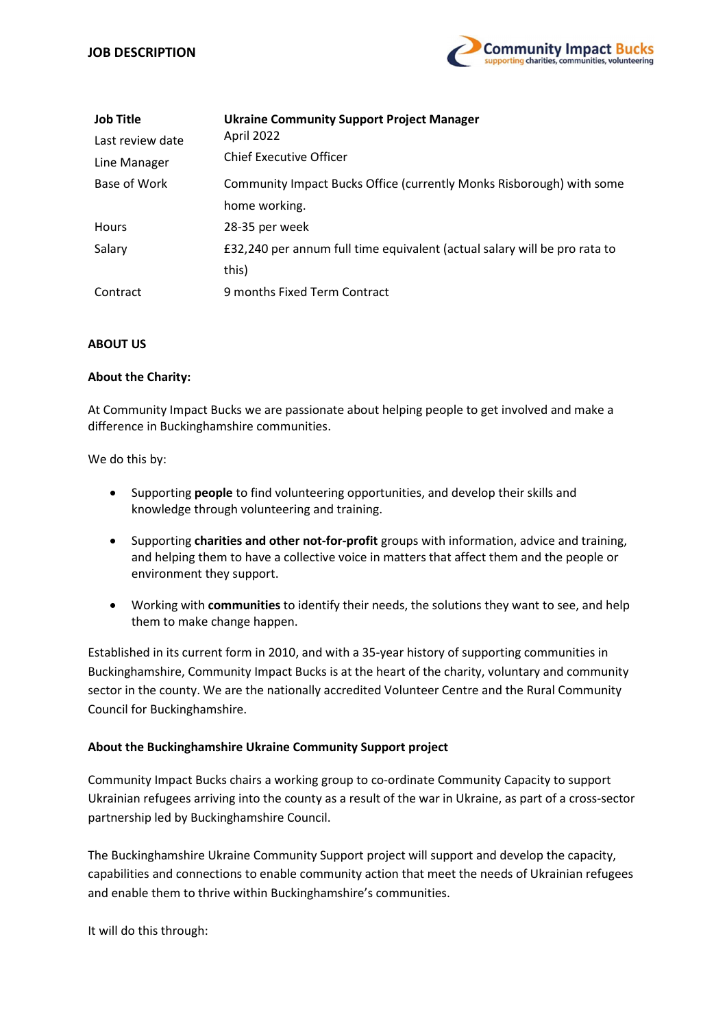**JOB DESCRIPTION**

| | |
|---|---|
| **Job Title** | **Ukraine Community Support Project Manager** |
| Last review date | April 2022 |
| Line Manager | Chief Executive Officer |
| Base of Work | Community Impact Bucks Office (currently Monks Risborough) with some home working. |
| Hours | 28-35 per week |
| Salary | £32,240 per annum full time equivalent (actual salary will be pro rata to this) |
| Contract | 9 months Fixed Term Contract |

## ABOUT US

### About the Charity:

At Community Impact Bucks we are passionate about helping people to get involved and make a difference in Buckinghamshire communities.

We do this by:

- Supporting **people** to find volunteering opportunities, and develop their skills and knowledge through volunteering and training.
- Supporting **charities and other not-for-profit** groups with information, advice and training, and helping them to have a collective voice in matters that affect them and the people or environment they support.
- Working with **communities** to identify their needs, the solutions they want to see, and help them to make change happen.

Established in its current form in 2010, and with a 35-year history of supporting communities in Buckinghamshire, Community Impact Bucks is at the heart of the charity, voluntary and community sector in the county. We are the nationally accredited Volunteer Centre and the Rural Community Council for Buckinghamshire.

### About the Buckinghamshire Ukraine Community Support project

Community Impact Bucks chairs a working group to co-ordinate Community Capacity to support Ukrainian refugees arriving into the county as a result of the war in Ukraine, as part of a cross-sector partnership led by Buckinghamshire Council.

The Buckinghamshire Ukraine Community Support project will support and develop the capacity, capabilities and connections to enable community action that meet the needs of Ukrainian refugees and enable them to thrive within Buckinghamshire's communities.

It will do this through: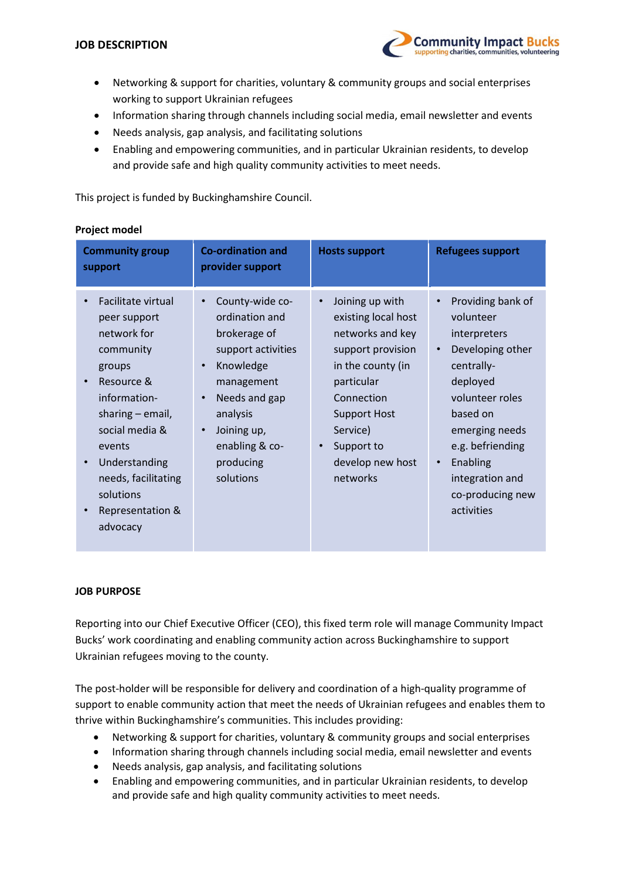- Networking & support for charities, voluntary & community groups and social enterprises working to support Ukrainian refugees
- Information sharing through channels including social media, email newsletter and events
- Needs analysis, gap analysis, and facilitating solutions
- Enabling and empowering communities, and in particular Ukrainian residents, to develop and provide safe and high quality community activities to meet needs.

This project is funded by Buckinghamshire Council.

**Project model**

| Community group support | Co-ordination and provider support | Hosts support | Refugees support |
|---|---|---|---|
| • Facilitate virtual peer support network for community groups<br>• Resource & information-sharing – email, social media & events<br>• Understanding needs, facilitating solutions<br>• Representation & advocacy | • County-wide co-ordination and brokerage of support activities<br>• Knowledge management<br>• Needs and gap analysis<br>• Joining up, enabling & co-producing solutions | • Joining up with existing local host networks and key support provision in the county (in particular Connection Support Host Service)<br>• Support to develop new host networks | • Providing bank of volunteer interpreters<br>• Developing other centrally-deployed volunteer roles based on emerging needs e.g. befriending<br>• Enabling integration and co-producing new activities |

## JOB PURPOSE

Reporting into our Chief Executive Officer (CEO), this fixed term role will manage Community Impact Bucks' work coordinating and enabling community action across Buckinghamshire to support Ukrainian refugees moving to the county.

The post-holder will be responsible for delivery and coordination of a high-quality programme of support to enable community action that meet the needs of Ukrainian refugees and enables them to thrive within Buckinghamshire's communities. This includes providing:

- Networking & support for charities, voluntary & community groups and social enterprises
- Information sharing through channels including social media, email newsletter and events
- Needs analysis, gap analysis, and facilitating solutions
- Enabling and empowering communities, and in particular Ukrainian residents, to develop and provide safe and high quality community activities to meet needs.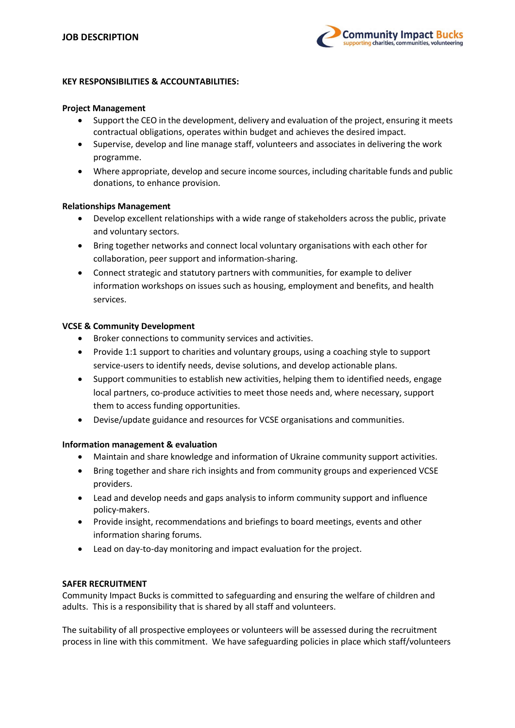# JOB DESCRIPTION

**KEY RESPONSIBILITIES & ACCOUNTABILITIES:**

**Project Management**

- Support the CEO in the development, delivery and evaluation of the project, ensuring it meets contractual obligations, operates within budget and achieves the desired impact.
- Supervise, develop and line manage staff, volunteers and associates in delivering the work programme.
- Where appropriate, develop and secure income sources, including charitable funds and public donations, to enhance provision.

**Relationships Management**

- Develop excellent relationships with a wide range of stakeholders across the public, private and voluntary sectors.
- Bring together networks and connect local voluntary organisations with each other for collaboration, peer support and information-sharing.
- Connect strategic and statutory partners with communities, for example to deliver information workshops on issues such as housing, employment and benefits, and health services.

**VCSE & Community Development**

- Broker connections to community services and activities.
- Provide 1:1 support to charities and voluntary groups, using a coaching style to support service-users to identify needs, devise solutions, and develop actionable plans.
- Support communities to establish new activities, helping them to identified needs, engage local partners, co-produce activities to meet those needs and, where necessary, support them to access funding opportunities.
- Devise/update guidance and resources for VCSE organisations and communities.

**Information management & evaluation**

- Maintain and share knowledge and information of Ukraine community support activities.
- Bring together and share rich insights and from community groups and experienced VCSE providers.
- Lead and develop needs and gaps analysis to inform community support and influence policy-makers.
- Provide insight, recommendations and briefings to board meetings, events and other information sharing forums.
- Lead on day-to-day monitoring and impact evaluation for the project.

**SAFER RECRUITMENT**

Community Impact Bucks is committed to safeguarding and ensuring the welfare of children and adults. This is a responsibility that is shared by all staff and volunteers.

The suitability of all prospective employees or volunteers will be assessed during the recruitment process in line with this commitment. We have safeguarding policies in place which staff/volunteers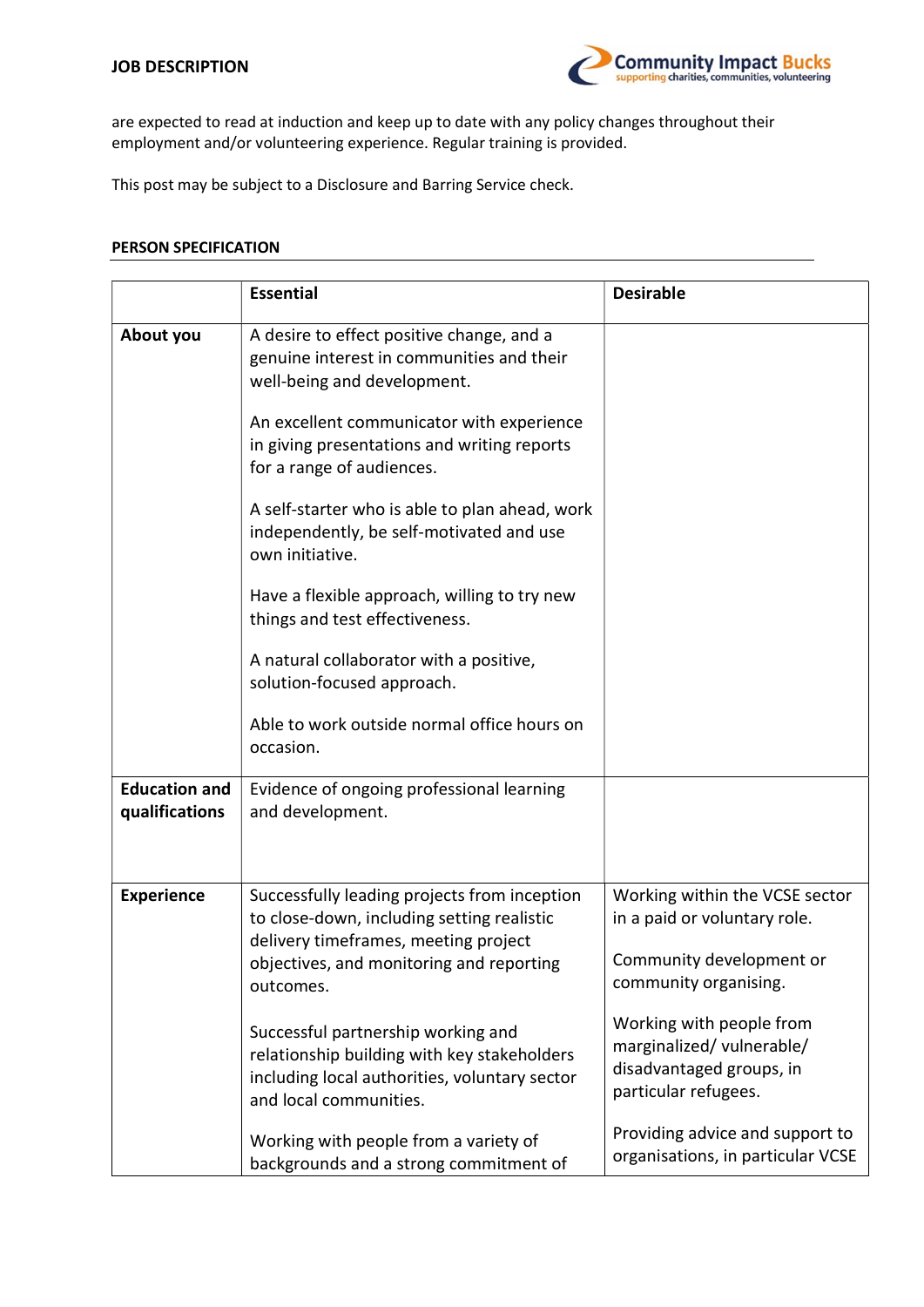are expected to read at induction and keep up to date with any policy changes throughout their employment and/or volunteering experience. Regular training is provided.

This post may be subject to a Disclosure and Barring Service check.

**PERSON SPECIFICATION**

| | **Essential** | **Desirable** |
|---|---|---|
| **About you** | A desire to effect positive change, and a genuine interest in communities and their well-being and development.<br><br>An excellent communicator with experience in giving presentations and writing reports for a range of audiences.<br><br>A self-starter who is able to plan ahead, work independently, be self-motivated and use own initiative.<br><br>Have a flexible approach, willing to try new things and test effectiveness.<br><br>A natural collaborator with a positive, solution-focused approach.<br><br>Able to work outside normal office hours on occasion. | |
| **Education and qualifications** | Evidence of ongoing professional learning and development. | |
| **Experience** | Successfully leading projects from inception to close-down, including setting realistic delivery timeframes, meeting project objectives, and monitoring and reporting outcomes.<br><br>Successful partnership working and relationship building with key stakeholders including local authorities, voluntary sector and local communities.<br><br>Working with people from a variety of backgrounds and a strong commitment of | Working within the VCSE sector in a paid or voluntary role.<br><br>Community development or community organising.<br><br>Working with people from marginalized/ vulnerable/ disadvantaged groups, in particular refugees.<br><br>Providing advice and support to organisations, in particular VCSE |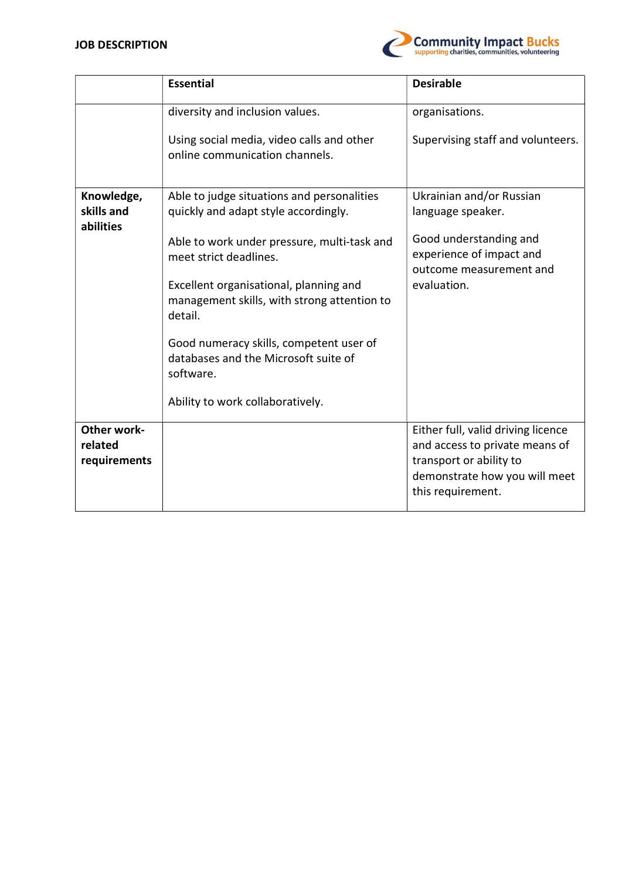| | Essential | Desirable |
|---|---|---|
| | diversity and inclusion values.<br><br>Using social media, video calls and other online communication channels. | organisations.<br><br>Supervising staff and volunteers. |
| **Knowledge, skills and abilities** | Able to judge situations and personalities quickly and adapt style accordingly.<br><br>Able to work under pressure, multi-task and meet strict deadlines.<br><br>Excellent organisational, planning and management skills, with strong attention to detail.<br><br>Good numeracy skills, competent user of databases and the Microsoft suite of software.<br><br>Ability to work collaboratively. | Ukrainian and/or Russian language speaker.<br><br>Good understanding and experience of impact and outcome measurement and evaluation. |
| **Other work-related requirements** | | Either full, valid driving licence and access to private means of transport or ability to demonstrate how you will meet this requirement. |